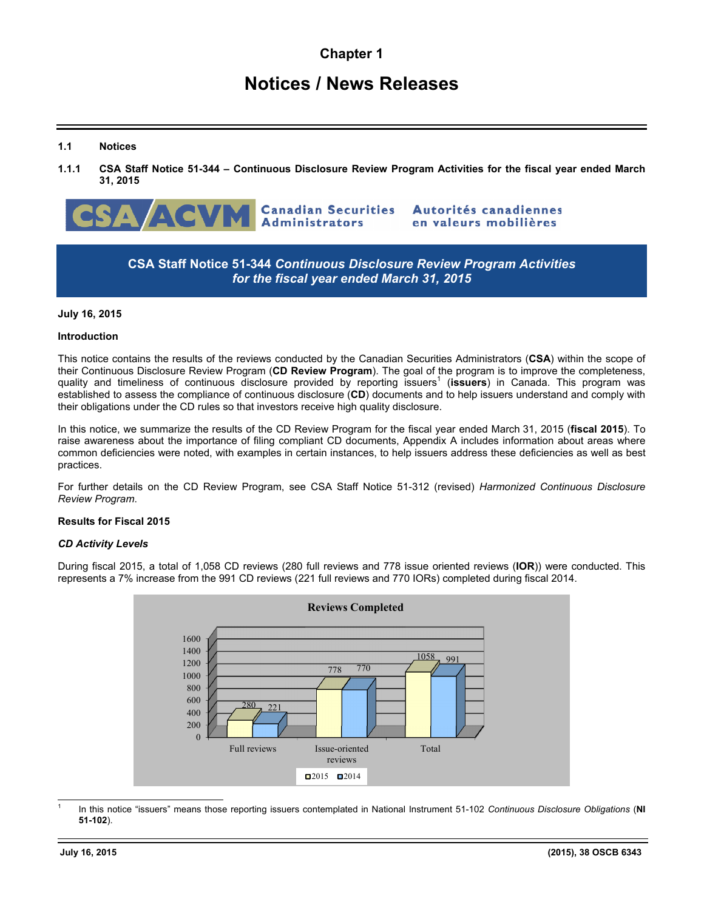# Chapter 1

# Notices / News Releases

## 1.1 Notices

### 1.1.1 CSA Staff Notice 51-344 – Continuous Disclosure Review Program Activities for the fiscal year ended March 31, 2015

CSA ACVM Canadian Securities Administrators Autorités canadiennes en valeurs mobilières

**CSA Staff Notice 51-344 *Continuous Disclosure Review Program Activities for the fiscal year ended March 31, 2015***

**July 16, 2015**

**Introduction**

This notice contains the results of the reviews conducted by the Canadian Securities Administrators (**CSA**) within the scope of their Continuous Disclosure Review Program (**CD Review Program**). The goal of the program is to improve the completeness, quality and timeliness of continuous disclosure provided by reporting issuers[1] (**issuers**) in Canada. This program was established to assess the compliance of continuous disclosure (**CD**) documents and to help issuers understand and comply with their obligations under the CD rules so that investors receive high quality disclosure.

In this notice, we summarize the results of the CD Review Program for the fiscal year ended March 31, 2015 (**fiscal 2015**). To raise awareness about the importance of filing compliant CD documents, Appendix A includes information about areas where common deficiencies were noted, with examples in certain instances, to help issuers address these deficiencies as well as best practices.

For further details on the CD Review Program, see CSA Staff Notice 51-312 (revised) *Harmonized Continuous Disclosure Review Program.*

**Results for Fiscal 2015**

***CD Activity Levels***

During fiscal 2015, a total of 1,058 CD reviews (280 full reviews and 778 issue oriented reviews (**IOR**)) were conducted. This represents a 7% increase from the 991 CD reviews (221 full reviews and 770 IORs) completed during fiscal 2014.

**Reviews Completed**

| | 2015 | 2014 |
|---|---|---|
| Full reviews | 280 | 221 |
| Issue-oriented reviews | 778 | 770 |
| Total | 1058 | 991 |

[1] In this notice "issuers" means those reporting issuers contemplated in National Instrument 51-102 *Continuous Disclosure Obligations* (**NI 51-102**).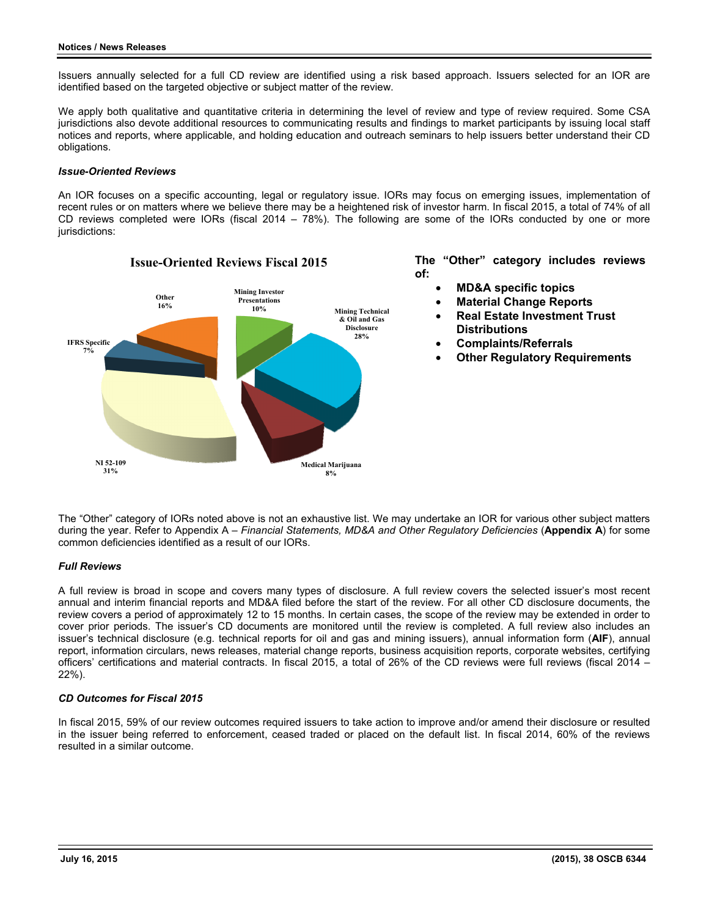Issuers annually selected for a full CD review are identified using a risk based approach. Issuers selected for an IOR are identified based on the targeted objective or subject matter of the review.

We apply both qualitative and quantitative criteria in determining the level of review and type of review required. Some CSA jurisdictions also devote additional resources to communicating results and findings to market participants by issuing local staff notices and reports, where applicable, and holding education and outreach seminars to help issuers better understand their CD obligations.

### *Issue-Oriented Reviews*

An IOR focuses on a specific accounting, legal or regulatory issue. IORs may focus on emerging issues, implementation of recent rules or on matters where we believe there may be a heightened risk of investor harm. In fiscal 2015, a total of 74% of all CD reviews completed were IORs (fiscal 2014 – 78%). The following are some of the IORs conducted by one or more jurisdictions:

**Issue-Oriented Reviews Fiscal 2015**

- Mining Investor Presentations 10%
- Mining Technical & Oil and Gas Disclosure 28%
- Medical Marijuana 8%
- NI 52-109 31%
- IFRS Specific 7%
- Other 16%

**The "Other" category includes reviews of:**

- **MD&A specific topics**
- **Material Change Reports**
- **Real Estate Investment Trust Distributions**
- **Complaints/Referrals**
- **Other Regulatory Requirements**

The "Other" category of IORs noted above is not an exhaustive list. We may undertake an IOR for various other subject matters during the year. Refer to Appendix A – *Financial Statements, MD&A and Other Regulatory Deficiencies* (**Appendix A**) for some common deficiencies identified as a result of our IORs.

### *Full Reviews*

A full review is broad in scope and covers many types of disclosure. A full review covers the selected issuer's most recent annual and interim financial reports and MD&A filed before the start of the review. For all other CD disclosure documents, the review covers a period of approximately 12 to 15 months. In certain cases, the scope of the review may be extended in order to cover prior periods. The issuer's CD documents are monitored until the review is completed. A full review also includes an issuer's technical disclosure (e.g. technical reports for oil and gas and mining issuers), annual information form (**AIF**), annual report, information circulars, news releases, material change reports, business acquisition reports, corporate websites, certifying officers' certifications and material contracts. In fiscal 2015, a total of 26% of the CD reviews were full reviews (fiscal 2014 – 22%).

### *CD Outcomes for Fiscal 2015*

In fiscal 2015, 59% of our review outcomes required issuers to take action to improve and/or amend their disclosure or resulted in the issuer being referred to enforcement, ceased traded or placed on the default list. In fiscal 2014, 60% of the reviews resulted in a similar outcome.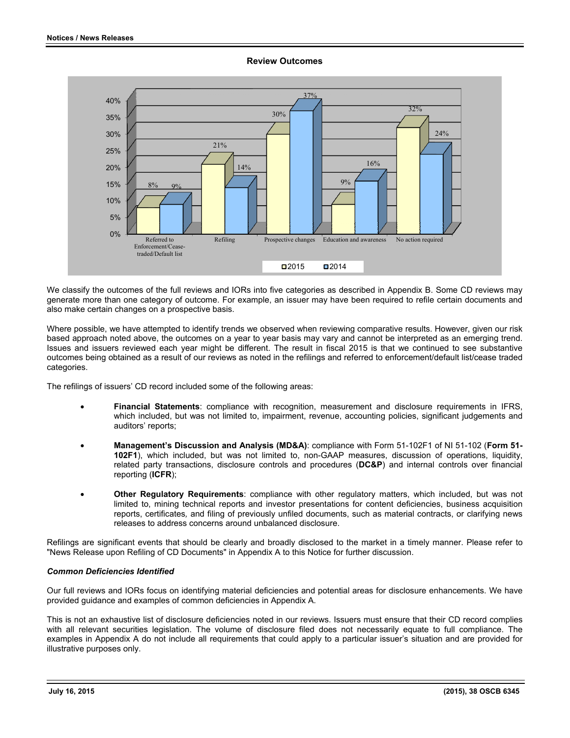**Review Outcomes**

| | 2015 | 2014 |
|---|---|---|
| Referred to Enforcement/Cease-traded/Default list | 8% | 9% |
| Refiling | 21% | 14% |
| Prospective changes | 30% | 37% |
| Education and awareness | 9% | 16% |
| No action required | 32% | 24% |

We classify the outcomes of the full reviews and IORs into five categories as described in Appendix B. Some CD reviews may generate more than one category of outcome. For example, an issuer may have been required to refile certain documents and also make certain changes on a prospective basis.

Where possible, we have attempted to identify trends we observed when reviewing comparative results. However, given our risk based approach noted above, the outcomes on a year to year basis may vary and cannot be interpreted as an emerging trend. Issues and issuers reviewed each year might be different. The result in fiscal 2015 is that we continued to see substantive outcomes being obtained as a result of our reviews as noted in the refilings and referred to enforcement/default list/cease traded categories.

The refilings of issuers' CD record included some of the following areas:

- **Financial Statements**: compliance with recognition, measurement and disclosure requirements in IFRS, which included, but was not limited to, impairment, revenue, accounting policies, significant judgements and auditors' reports;
- **Management's Discussion and Analysis (MD&A)**: compliance with Form 51-102F1 of NI 51-102 (**Form 51-102F1**), which included, but was not limited to, non-GAAP measures, discussion of operations, liquidity, related party transactions, disclosure controls and procedures (**DC&P**) and internal controls over financial reporting (**ICFR**);
- **Other Regulatory Requirements**: compliance with other regulatory matters, which included, but was not limited to, mining technical reports and investor presentations for content deficiencies, business acquisition reports, certificates, and filing of previously unfiled documents, such as material contracts, or clarifying news releases to address concerns around unbalanced disclosure.

Refilings are significant events that should be clearly and broadly disclosed to the market in a timely manner. Please refer to "News Release upon Refiling of CD Documents" in Appendix A to this Notice for further discussion.

***Common Deficiencies Identified***

Our full reviews and IORs focus on identifying material deficiencies and potential areas for disclosure enhancements. We have provided guidance and examples of common deficiencies in Appendix A.

This is not an exhaustive list of disclosure deficiencies noted in our reviews. Issuers must ensure that their CD record complies with all relevant securities legislation. The volume of disclosure filed does not necessarily equate to full compliance. The examples in Appendix A do not include all requirements that could apply to a particular issuer's situation and are provided for illustrative purposes only.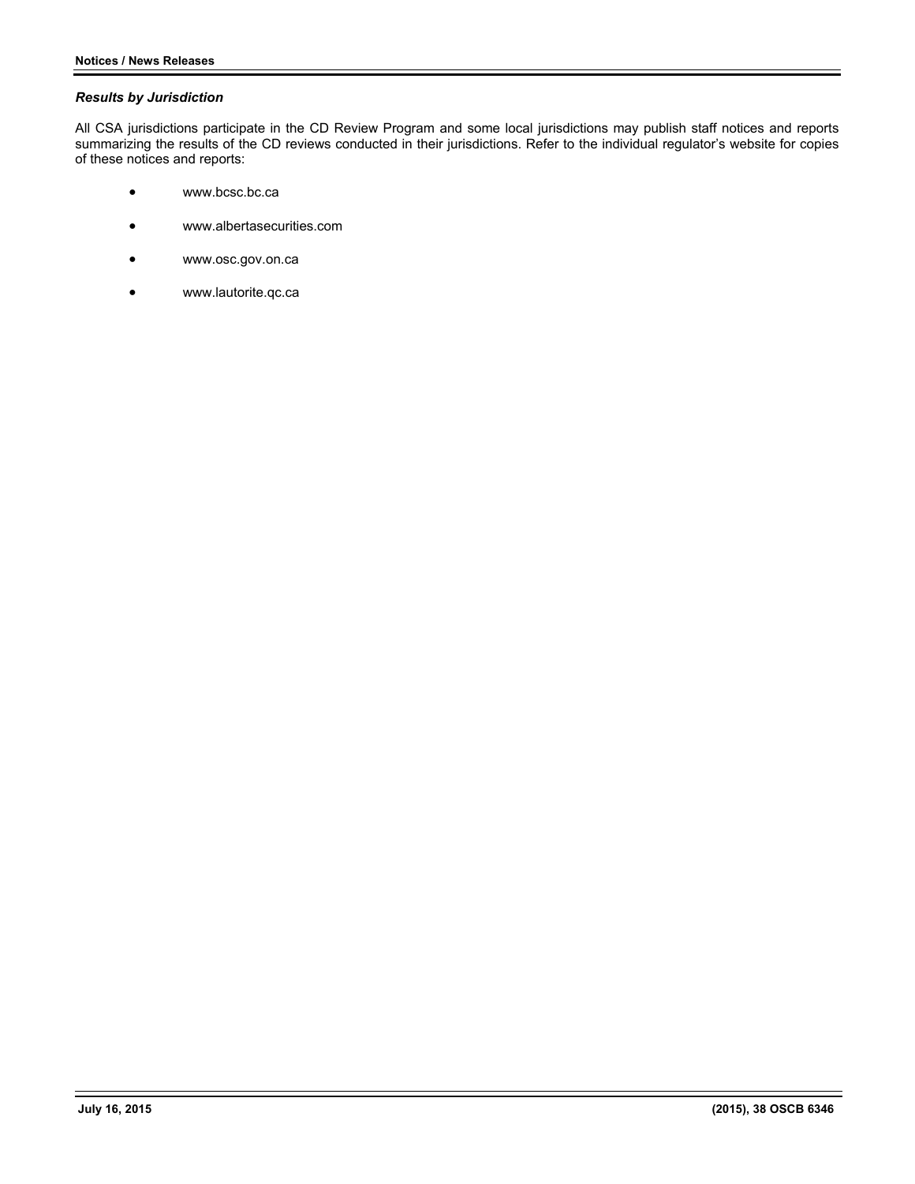***Results by Jurisdiction***

All CSA jurisdictions participate in the CD Review Program and some local jurisdictions may publish staff notices and reports summarizing the results of the CD reviews conducted in their jurisdictions. Refer to the individual regulator's website for copies of these notices and reports:

- www.bcsc.bc.ca
- www.albertasecurities.com
- www.osc.gov.on.ca
- www.lautorite.qc.ca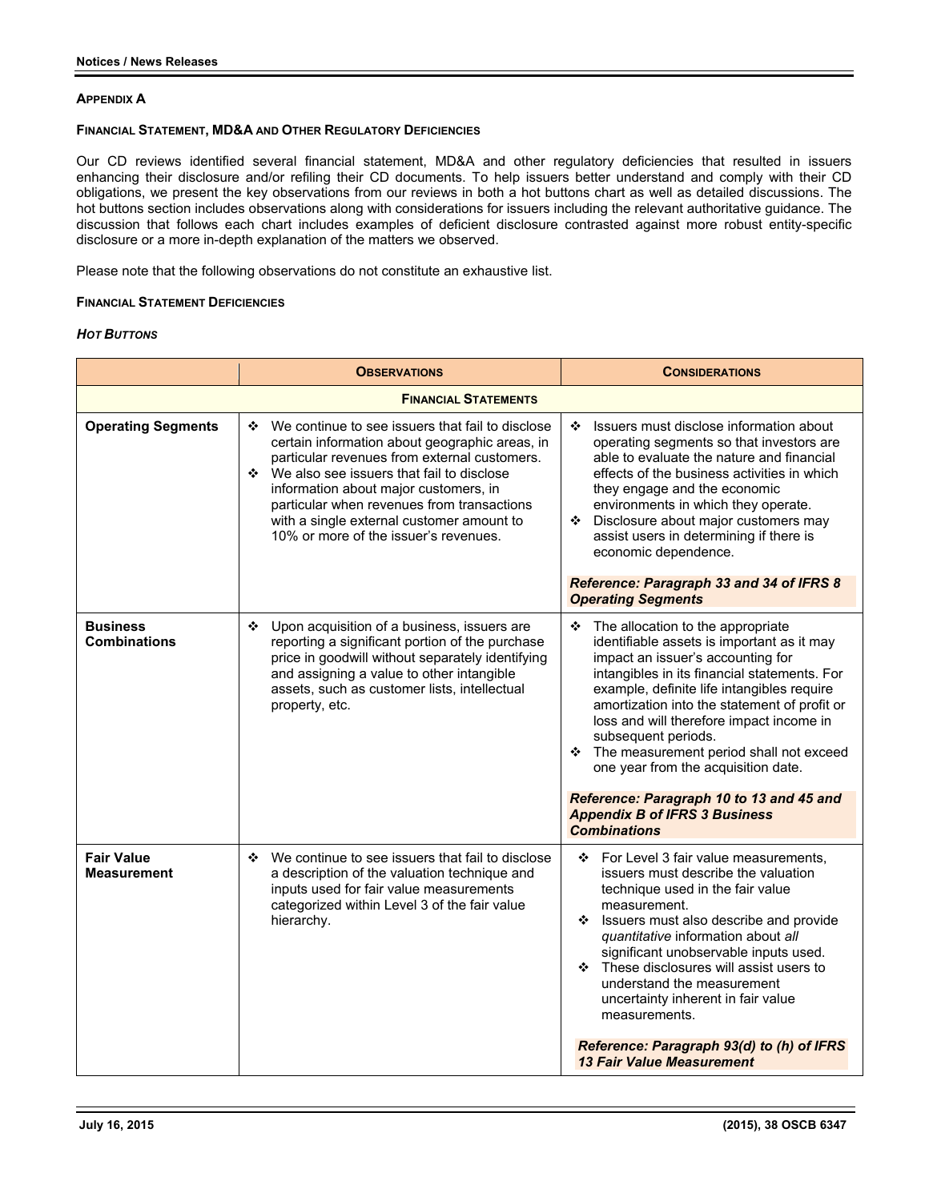**APPENDIX A**

**FINANCIAL STATEMENT, MD&A AND OTHER REGULATORY DEFICIENCIES**

Our CD reviews identified several financial statement, MD&A and other regulatory deficiencies that resulted in issuers enhancing their disclosure and/or refiling their CD documents. To help issuers better understand and comply with their CD obligations, we present the key observations from our reviews in both a hot buttons chart as well as detailed discussions. The hot buttons section includes observations along with considerations for issuers including the relevant authoritative guidance. The discussion that follows each chart includes examples of deficient disclosure contrasted against more robust entity-specific disclosure or a more in-depth explanation of the matters we observed.

Please note that the following observations do not constitute an exhaustive list.

**FINANCIAL STATEMENT DEFICIENCIES**

***HOT BUTTONS***

| | **OBSERVATIONS** | **CONSIDERATIONS** |
|---|---|---|
| | **FINANCIAL STATEMENTS** | |
| **Operating Segments** | ❖ We continue to see issuers that fail to disclose certain information about geographic areas, in particular revenues from external customers.<br>❖ We also see issuers that fail to disclose information about major customers, in particular when revenues from transactions with a single external customer amount to 10% or more of the issuer's revenues. | ❖ Issuers must disclose information about operating segments so that investors are able to evaluate the nature and financial effects of the business activities in which they engage and the economic environments in which they operate.<br>❖ Disclosure about major customers may assist users in determining if there is economic dependence.<br><br>***Reference: Paragraph 33 and 34 of IFRS 8 Operating Segments*** |
| **Business Combinations** | ❖ Upon acquisition of a business, issuers are reporting a significant portion of the purchase price in goodwill without separately identifying and assigning a value to other intangible assets, such as customer lists, intellectual property, etc. | ❖ The allocation to the appropriate identifiable assets is important as it may impact an issuer's accounting for intangibles in its financial statements. For example, definite life intangibles require amortization into the statement of profit or loss and will therefore impact income in subsequent periods.<br>❖ The measurement period shall not exceed one year from the acquisition date.<br><br>***Reference: Paragraph 10 to 13 and 45 and Appendix B of IFRS 3 Business Combinations*** |
| **Fair Value Measurement** | ❖ We continue to see issuers that fail to disclose a description of the valuation technique and inputs used for fair value measurements categorized within Level 3 of the fair value hierarchy. | ❖ For Level 3 fair value measurements, issuers must describe the valuation technique used in the fair value measurement.<br>❖ Issuers must also describe and provide *quantitative* information about *all* significant unobservable inputs used.<br>❖ These disclosures will assist users to understand the measurement uncertainty inherent in fair value measurements.<br><br>***Reference: Paragraph 93(d) to (h) of IFRS 13 Fair Value Measurement*** |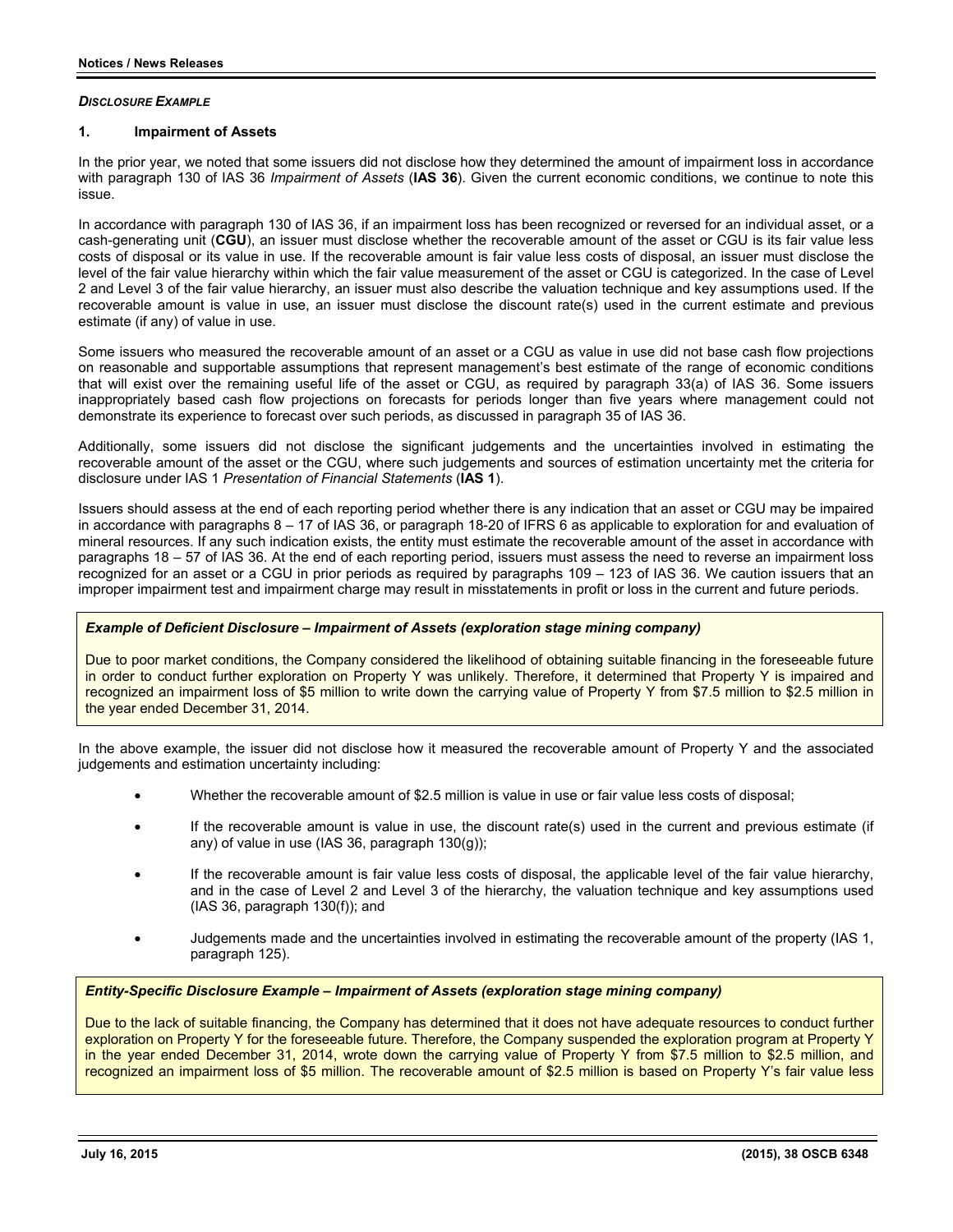*DISCLOSURE EXAMPLE*

### 1. Impairment of Assets

In the prior year, we noted that some issuers did not disclose how they determined the amount of impairment loss in accordance with paragraph 130 of IAS 36 *Impairment of Assets* (**IAS 36**). Given the current economic conditions, we continue to note this issue.

In accordance with paragraph 130 of IAS 36, if an impairment loss has been recognized or reversed for an individual asset, or a cash-generating unit (**CGU**), an issuer must disclose whether the recoverable amount of the asset or CGU is its fair value less costs of disposal or its value in use. If the recoverable amount is fair value less costs of disposal, an issuer must disclose the level of the fair value hierarchy within which the fair value measurement of the asset or CGU is categorized. In the case of Level 2 and Level 3 of the fair value hierarchy, an issuer must also describe the valuation technique and key assumptions used. If the recoverable amount is value in use, an issuer must disclose the discount rate(s) used in the current estimate and previous estimate (if any) of value in use.

Some issuers who measured the recoverable amount of an asset or a CGU as value in use did not base cash flow projections on reasonable and supportable assumptions that represent management's best estimate of the range of economic conditions that will exist over the remaining useful life of the asset or CGU, as required by paragraph 33(a) of IAS 36. Some issuers inappropriately based cash flow projections on forecasts for periods longer than five years where management could not demonstrate its experience to forecast over such periods, as discussed in paragraph 35 of IAS 36.

Additionally, some issuers did not disclose the significant judgements and the uncertainties involved in estimating the recoverable amount of the asset or the CGU, where such judgements and sources of estimation uncertainty met the criteria for disclosure under IAS 1 *Presentation of Financial Statements* (**IAS 1**).

Issuers should assess at the end of each reporting period whether there is any indication that an asset or CGU may be impaired in accordance with paragraphs 8 – 17 of IAS 36, or paragraph 18-20 of IFRS 6 as applicable to exploration for and evaluation of mineral resources. If any such indication exists, the entity must estimate the recoverable amount of the asset in accordance with paragraphs 18 – 57 of IAS 36. At the end of each reporting period, issuers must assess the need to reverse an impairment loss recognized for an asset or a CGU in prior periods as required by paragraphs 109 – 123 of IAS 36. We caution issuers that an improper impairment test and impairment charge may result in misstatements in profit or loss in the current and future periods.

***Example of Deficient Disclosure – Impairment of Assets (exploration stage mining company)***

Due to poor market conditions, the Company considered the likelihood of obtaining suitable financing in the foreseeable future in order to conduct further exploration on Property Y was unlikely. Therefore, it determined that Property Y is impaired and recognized an impairment loss of $5 million to write down the carrying value of Property Y from $7.5 million to $2.5 million in the year ended December 31, 2014.

In the above example, the issuer did not disclose how it measured the recoverable amount of Property Y and the associated judgements and estimation uncertainty including:

- Whether the recoverable amount of $2.5 million is value in use or fair value less costs of disposal;
- If the recoverable amount is value in use, the discount rate(s) used in the current and previous estimate (if any) of value in use (IAS 36, paragraph 130(g));
- If the recoverable amount is fair value less costs of disposal, the applicable level of the fair value hierarchy, and in the case of Level 2 and Level 3 of the hierarchy, the valuation technique and key assumptions used (IAS 36, paragraph 130(f)); and
- Judgements made and the uncertainties involved in estimating the recoverable amount of the property (IAS 1, paragraph 125).

***Entity-Specific Disclosure Example – Impairment of Assets (exploration stage mining company)***

Due to the lack of suitable financing, the Company has determined that it does not have adequate resources to conduct further exploration on Property Y for the foreseeable future. Therefore, the Company suspended the exploration program at Property Y in the year ended December 31, 2014, wrote down the carrying value of Property Y from $7.5 million to $2.5 million, and recognized an impairment loss of $5 million. The recoverable amount of $2.5 million is based on Property Y's fair value less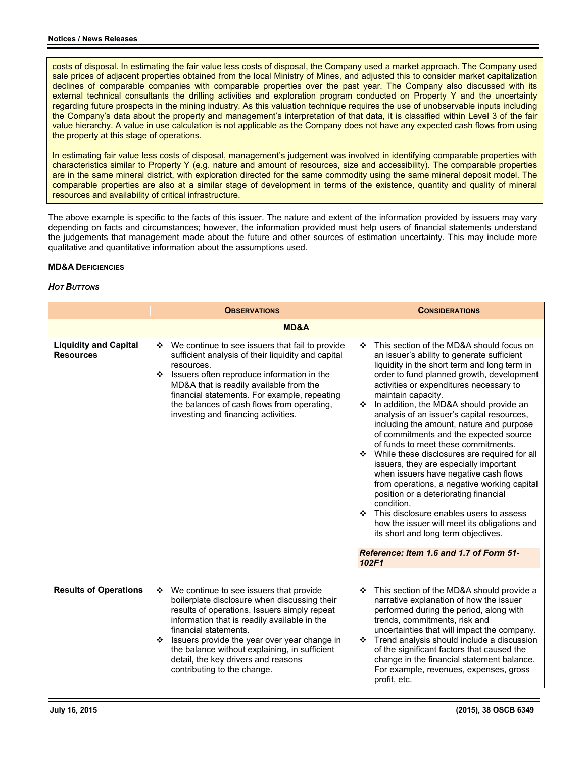costs of disposal. In estimating the fair value less costs of disposal, the Company used a market approach. The Company used sale prices of adjacent properties obtained from the local Ministry of Mines, and adjusted this to consider market capitalization declines of comparable companies with comparable properties over the past year. The Company also discussed with its external technical consultants the drilling activities and exploration program conducted on Property Y and the uncertainty regarding future prospects in the mining industry. As this valuation technique requires the use of unobservable inputs including the Company's data about the property and management's interpretation of that data, it is classified within Level 3 of the fair value hierarchy. A value in use calculation is not applicable as the Company does not have any expected cash flows from using the property at this stage of operations.

In estimating fair value less costs of disposal, management's judgement was involved in identifying comparable properties with characteristics similar to Property Y (e.g. nature and amount of resources, size and accessibility). The comparable properties are in the same mineral district, with exploration directed for the same commodity using the same mineral deposit model. The comparable properties are also at a similar stage of development in terms of the existence, quantity and quality of mineral resources and availability of critical infrastructure.

The above example is specific to the facts of this issuer. The nature and extent of the information provided by issuers may vary depending on facts and circumstances; however, the information provided must help users of financial statements understand the judgements that management made about the future and other sources of estimation uncertainty. This may include more qualitative and quantitative information about the assumptions used.

**MD&A DEFICIENCIES**

***HOT BUTTONS***

| | OBSERVATIONS | CONSIDERATIONS |
|---|---|---|
| | **MD&A** | |
| **Liquidity and Capital Resources** | ❖ We continue to see issuers that fail to provide sufficient analysis of their liquidity and capital resources.<br>❖ Issuers often reproduce information in the MD&A that is readily available from the financial statements. For example, repeating the balances of cash flows from operating, investing and financing activities. | ❖ This section of the MD&A should focus on an issuer's ability to generate sufficient liquidity in the short term and long term in order to fund planned growth, development activities or expenditures necessary to maintain capacity.<br>❖ In addition, the MD&A should provide an analysis of an issuer's capital resources, including the amount, nature and purpose of commitments and the expected source of funds to meet these commitments.<br>❖ While these disclosures are required for all issuers, they are especially important when issuers have negative cash flows from operations, a negative working capital position or a deteriorating financial condition.<br>❖ This disclosure enables users to assess how the issuer will meet its obligations and its short and long term objectives.<br><br>***Reference: Item 1.6 and 1.7 of Form 51-102F1*** |
| **Results of Operations** | ❖ We continue to see issuers that provide boilerplate disclosure when discussing their results of operations. Issuers simply repeat information that is readily available in the financial statements.<br>❖ Issuers provide the year over year change in the balance without explaining, in sufficient detail, the key drivers and reasons contributing to the change. | ❖ This section of the MD&A should provide a narrative explanation of how the issuer performed during the period, along with trends, commitments, risk and uncertainties that will impact the company.<br>❖ Trend analysis should include a discussion of the significant factors that caused the change in the financial statement balance. For example, revenues, expenses, gross profit, etc. |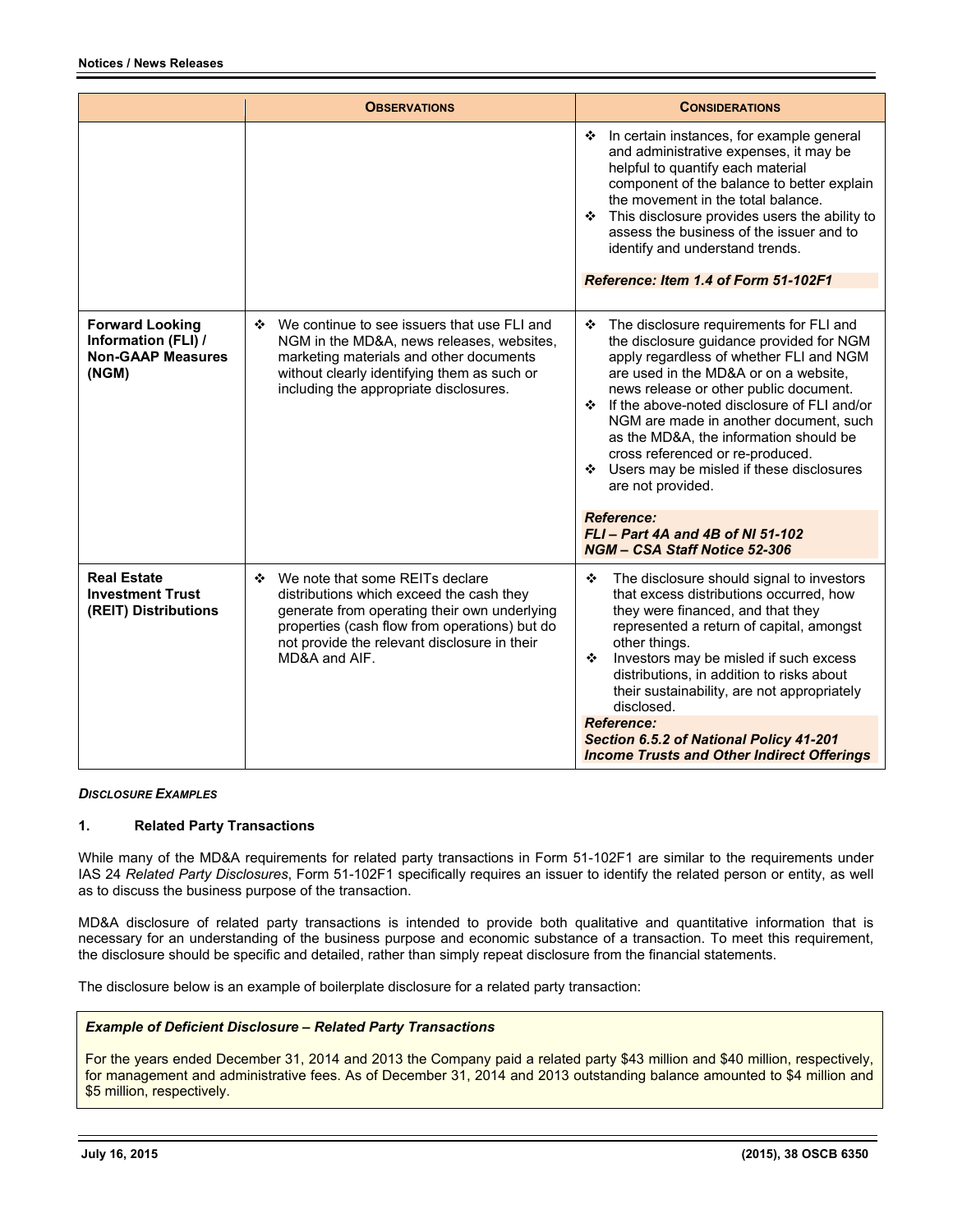| | **OBSERVATIONS** | **CONSIDERATIONS** |
|---|---|---|
| | | ❖ In certain instances, for example general and administrative expenses, it may be helpful to quantify each material component of the balance to better explain the movement in the total balance.<br>❖ This disclosure provides users the ability to assess the business of the issuer and to identify and understand trends.<br><br>***Reference: Item 1.4 of Form 51-102F1*** |
| **Forward Looking Information (FLI) / Non-GAAP Measures (NGM)** | ❖ We continue to see issuers that use FLI and NGM in the MD&A, news releases, websites, marketing materials and other documents without clearly identifying them as such or including the appropriate disclosures. | ❖ The disclosure requirements for FLI and the disclosure guidance provided for NGM apply regardless of whether FLI and NGM are used in the MD&A or on a website, news release or other public document.<br>❖ If the above-noted disclosure of FLI and/or NGM are made in another document, such as the MD&A, the information should be cross referenced or re-produced.<br>❖ Users may be misled if these disclosures are not provided.<br><br>***Reference:***<br>***FLI – Part 4A and 4B of NI 51-102***<br>***NGM – CSA Staff Notice 52-306*** |
| **Real Estate Investment Trust (REIT) Distributions** | ❖ We note that some REITs declare distributions which exceed the cash they generate from operating their own underlying properties (cash flow from operations) but do not provide the relevant disclosure in their MD&A and AIF. | ❖ The disclosure should signal to investors that excess distributions occurred, how they were financed, and that they represented a return of capital, amongst other things.<br>❖ Investors may be misled if such excess distributions, in addition to risks about their sustainability, are not appropriately disclosed.<br>***Reference:***<br>***Section 6.5.2 of National Policy 41-201 Income Trusts and Other Indirect Offerings*** |

***DISCLOSURE EXAMPLES***

**1. Related Party Transactions**

While many of the MD&A requirements for related party transactions in Form 51-102F1 are similar to the requirements under IAS 24 *Related Party Disclosures*, Form 51-102F1 specifically requires an issuer to identify the related person or entity, as well as to discuss the business purpose of the transaction.

MD&A disclosure of related party transactions is intended to provide both qualitative and quantitative information that is necessary for an understanding of the business purpose and economic substance of a transaction. To meet this requirement, the disclosure should be specific and detailed, rather than simply repeat disclosure from the financial statements.

The disclosure below is an example of boilerplate disclosure for a related party transaction:

> ***Example of Deficient Disclosure – Related Party Transactions***
>
> For the years ended December 31, 2014 and 2013 the Company paid a related party $43 million and $40 million, respectively, for management and administrative fees. As of December 31, 2014 and 2013 outstanding balance amounted to $4 million and $5 million, respectively.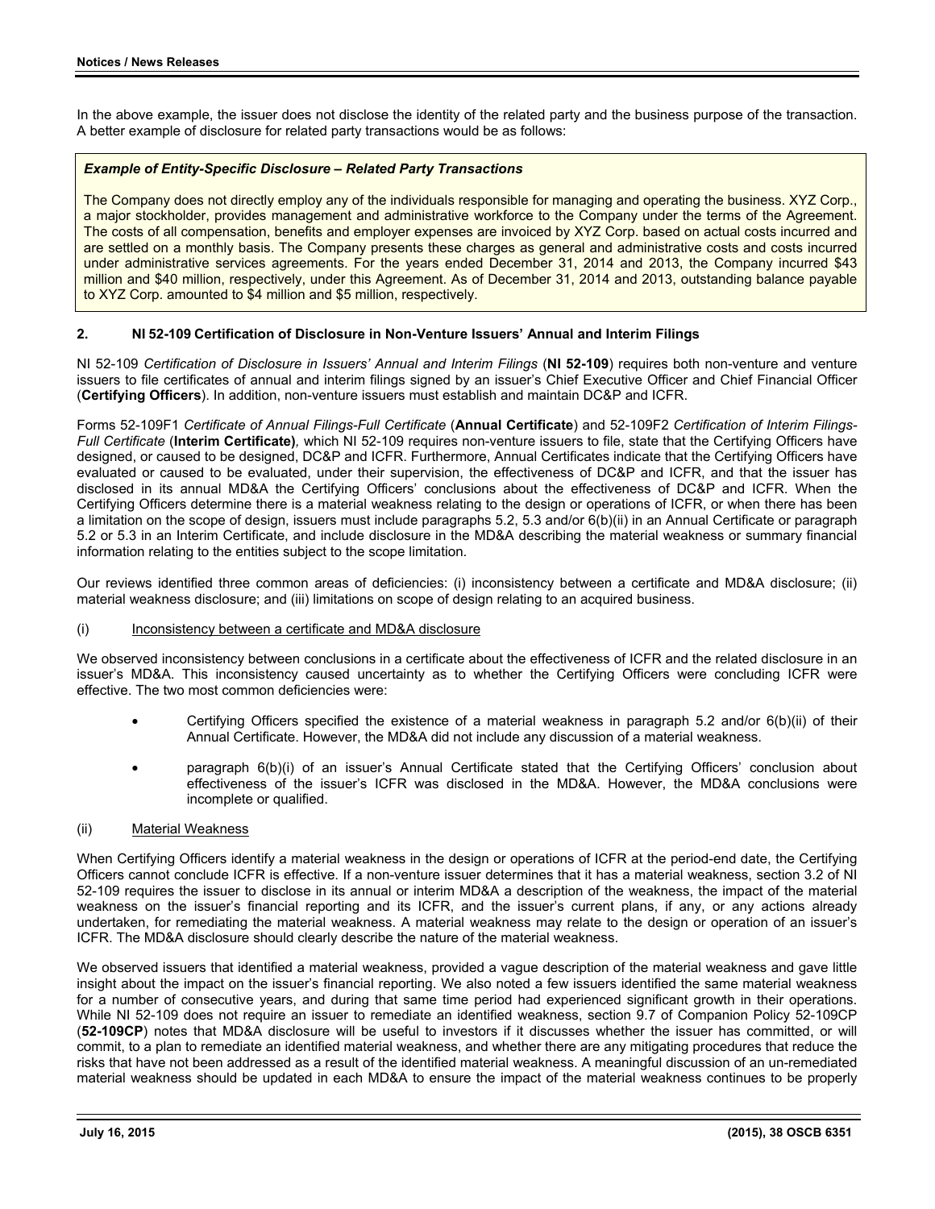In the above example, the issuer does not disclose the identity of the related party and the business purpose of the transaction. A better example of disclosure for related party transactions would be as follows:

> ***Example of Entity-Specific Disclosure – Related Party Transactions***
>
> The Company does not directly employ any of the individuals responsible for managing and operating the business. XYZ Corp., a major stockholder, provides management and administrative workforce to the Company under the terms of the Agreement. The costs of all compensation, benefits and employer expenses are invoiced by XYZ Corp. based on actual costs incurred and are settled on a monthly basis. The Company presents these charges as general and administrative costs and costs incurred under administrative services agreements. For the years ended December 31, 2014 and 2013, the Company incurred $43 million and $40 million, respectively, under this Agreement. As of December 31, 2014 and 2013, outstanding balance payable to XYZ Corp. amounted to $4 million and $5 million, respectively.

## 2. NI 52-109 Certification of Disclosure in Non-Venture Issuers' Annual and Interim Filings

NI 52-109 *Certification of Disclosure in Issuers' Annual and Interim Filings* (**NI 52-109**) requires both non-venture and venture issuers to file certificates of annual and interim filings signed by an issuer's Chief Executive Officer and Chief Financial Officer (**Certifying Officers**). In addition, non-venture issuers must establish and maintain DC&P and ICFR.

Forms 52-109F1 *Certificate of Annual Filings-Full Certificate* (**Annual Certificate**) and 52-109F2 *Certification of Interim Filings-Full Certificate* (**Interim Certificate)***,* which NI 52-109 requires non-venture issuers to file, state that the Certifying Officers have designed, or caused to be designed, DC&P and ICFR. Furthermore, Annual Certificates indicate that the Certifying Officers have evaluated or caused to be evaluated, under their supervision, the effectiveness of DC&P and ICFR, and that the issuer has disclosed in its annual MD&A the Certifying Officers' conclusions about the effectiveness of DC&P and ICFR. When the Certifying Officers determine there is a material weakness relating to the design or operations of ICFR, or when there has been a limitation on the scope of design, issuers must include paragraphs 5.2, 5.3 and/or 6(b)(ii) in an Annual Certificate or paragraph 5.2 or 5.3 in an Interim Certificate, and include disclosure in the MD&A describing the material weakness or summary financial information relating to the entities subject to the scope limitation.

Our reviews identified three common areas of deficiencies: (i) inconsistency between a certificate and MD&A disclosure; (ii) material weakness disclosure; and (iii) limitations on scope of design relating to an acquired business.

### (i) Inconsistency between a certificate and MD&A disclosure

We observed inconsistency between conclusions in a certificate about the effectiveness of ICFR and the related disclosure in an issuer's MD&A. This inconsistency caused uncertainty as to whether the Certifying Officers were concluding ICFR were effective. The two most common deficiencies were:

- Certifying Officers specified the existence of a material weakness in paragraph 5.2 and/or 6(b)(ii) of their Annual Certificate. However, the MD&A did not include any discussion of a material weakness.
- paragraph 6(b)(i) of an issuer's Annual Certificate stated that the Certifying Officers' conclusion about effectiveness of the issuer's ICFR was disclosed in the MD&A. However, the MD&A conclusions were incomplete or qualified.

### (ii) Material Weakness

When Certifying Officers identify a material weakness in the design or operations of ICFR at the period-end date, the Certifying Officers cannot conclude ICFR is effective. If a non-venture issuer determines that it has a material weakness, section 3.2 of NI 52-109 requires the issuer to disclose in its annual or interim MD&A a description of the weakness, the impact of the material weakness on the issuer's financial reporting and its ICFR, and the issuer's current plans, if any, or any actions already undertaken, for remediating the material weakness. A material weakness may relate to the design or operation of an issuer's ICFR. The MD&A disclosure should clearly describe the nature of the material weakness.

We observed issuers that identified a material weakness, provided a vague description of the material weakness and gave little insight about the impact on the issuer's financial reporting. We also noted a few issuers identified the same material weakness for a number of consecutive years, and during that same time period had experienced significant growth in their operations. While NI 52-109 does not require an issuer to remediate an identified weakness, section 9.7 of Companion Policy 52-109CP (**52-109CP**) notes that MD&A disclosure will be useful to investors if it discusses whether the issuer has committed, or will commit, to a plan to remediate an identified material weakness, and whether there are any mitigating procedures that reduce the risks that have not been addressed as a result of the identified material weakness. A meaningful discussion of an un-remediated material weakness should be updated in each MD&A to ensure the impact of the material weakness continues to be properly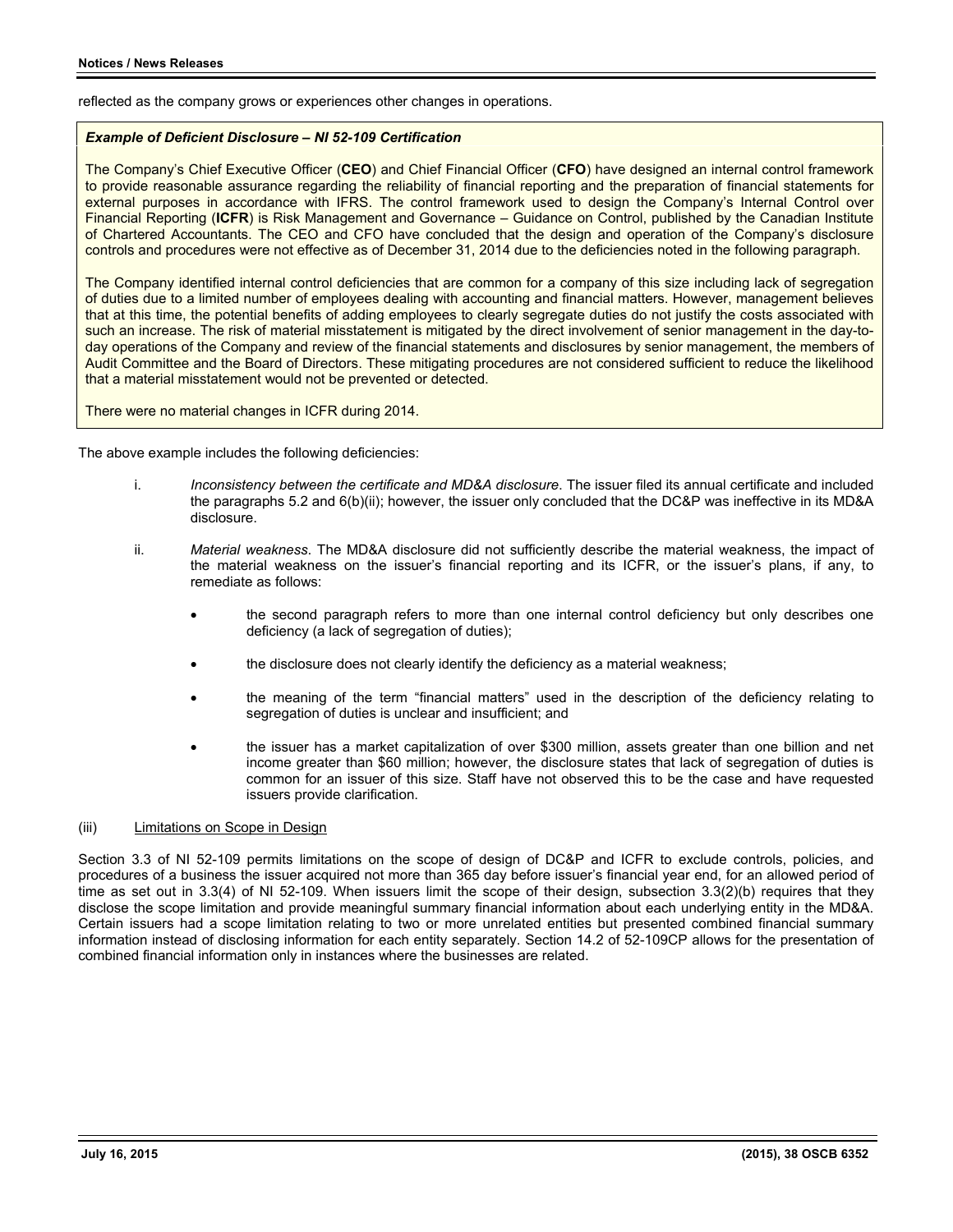reflected as the company grows or experiences other changes in operations.

> ***Example of Deficient Disclosure – NI 52-109 Certification***
>
> The Company's Chief Executive Officer (**CEO**) and Chief Financial Officer (**CFO**) have designed an internal control framework to provide reasonable assurance regarding the reliability of financial reporting and the preparation of financial statements for external purposes in accordance with IFRS. The control framework used to design the Company's Internal Control over Financial Reporting (**ICFR**) is Risk Management and Governance – Guidance on Control, published by the Canadian Institute of Chartered Accountants. The CEO and CFO have concluded that the design and operation of the Company's disclosure controls and procedures were not effective as of December 31, 2014 due to the deficiencies noted in the following paragraph.
>
> The Company identified internal control deficiencies that are common for a company of this size including lack of segregation of duties due to a limited number of employees dealing with accounting and financial matters. However, management believes that at this time, the potential benefits of adding employees to clearly segregate duties do not justify the costs associated with such an increase. The risk of material misstatement is mitigated by the direct involvement of senior management in the day-to-day operations of the Company and review of the financial statements and disclosures by senior management, the members of Audit Committee and the Board of Directors. These mitigating procedures are not considered sufficient to reduce the likelihood that a material misstatement would not be prevented or detected.
>
> There were no material changes in ICFR during 2014.

The above example includes the following deficiencies:

i. *Inconsistency between the certificate and MD&A disclosure*. The issuer filed its annual certificate and included the paragraphs 5.2 and 6(b)(ii); however, the issuer only concluded that the DC&P was ineffective in its MD&A disclosure.

ii. *Material weakness*. The MD&A disclosure did not sufficiently describe the material weakness, the impact of the material weakness on the issuer's financial reporting and its ICFR, or the issuer's plans, if any, to remediate as follows:

   - the second paragraph refers to more than one internal control deficiency but only describes one deficiency (a lack of segregation of duties);
   - the disclosure does not clearly identify the deficiency as a material weakness;
   - the meaning of the term "financial matters" used in the description of the deficiency relating to segregation of duties is unclear and insufficient; and
   - the issuer has a market capitalization of over $300 million, assets greater than one billion and net income greater than $60 million; however, the disclosure states that lack of segregation of duties is common for an issuer of this size. Staff have not observed this to be the case and have requested issuers provide clarification.

(iii) Limitations on Scope in Design

Section 3.3 of NI 52-109 permits limitations on the scope of design of DC&P and ICFR to exclude controls, policies, and procedures of a business the issuer acquired not more than 365 day before issuer's financial year end, for an allowed period of time as set out in 3.3(4) of NI 52-109. When issuers limit the scope of their design, subsection 3.3(2)(b) requires that they disclose the scope limitation and provide meaningful summary financial information about each underlying entity in the MD&A. Certain issuers had a scope limitation relating to two or more unrelated entities but presented combined financial summary information instead of disclosing information for each entity separately. Section 14.2 of 52-109CP allows for the presentation of combined financial information only in instances where the businesses are related.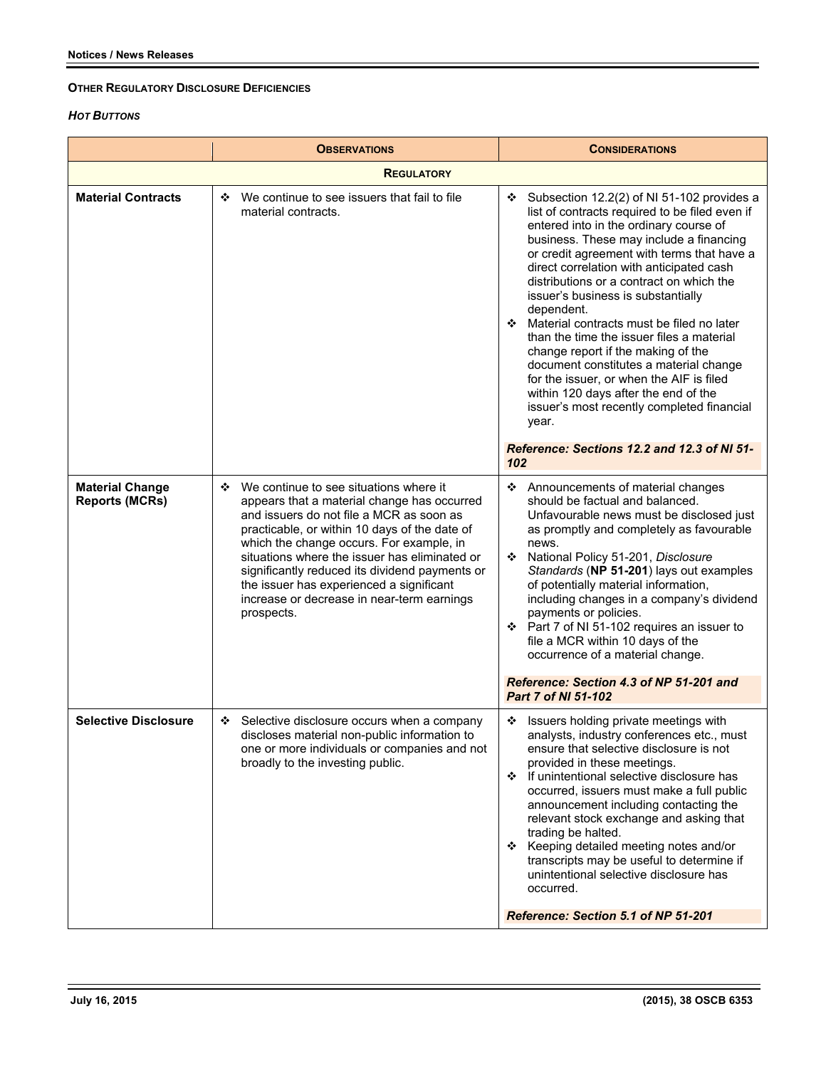### OTHER REGULATORY DISCLOSURE DEFICIENCIES

#### *HOT BUTTONS*

| | OBSERVATIONS | CONSIDERATIONS |
|---|---|---|
| | **REGULATORY** | |
| **Material Contracts** | ❖ We continue to see issuers that fail to file material contracts. | ❖ Subsection 12.2(2) of NI 51-102 provides a list of contracts required to be filed even if entered into in the ordinary course of business. These may include a financing or credit agreement with terms that have a direct correlation with anticipated cash distributions or a contract on which the issuer's business is substantially dependent.<br>❖ Material contracts must be filed no later than the time the issuer files a material change report if the making of the document constitutes a material change for the issuer, or when the AIF is filed within 120 days after the end of the issuer's most recently completed financial year.<br><br>***Reference: Sections 12.2 and 12.3 of NI 51-102*** |
| **Material Change Reports (MCRs)** | ❖ We continue to see situations where it appears that a material change has occurred and issuers do not file a MCR as soon as practicable, or within 10 days of the date of which the change occurs. For example, in situations where the issuer has eliminated or significantly reduced its dividend payments or the issuer has experienced a significant increase or decrease in near-term earnings prospects. | ❖ Announcements of material changes should be factual and balanced. Unfavourable news must be disclosed just as promptly and completely as favourable news.<br>❖ National Policy 51-201, *Disclosure Standards* (**NP 51-201**) lays out examples of potentially material information, including changes in a company's dividend payments or policies.<br>❖ Part 7 of NI 51-102 requires an issuer to file a MCR within 10 days of the occurrence of a material change.<br><br>***Reference: Section 4.3 of NP 51-201 and Part 7 of NI 51-102*** |
| **Selective Disclosure** | ❖ Selective disclosure occurs when a company discloses material non-public information to one or more individuals or companies and not broadly to the investing public. | ❖ Issuers holding private meetings with analysts, industry conferences etc., must ensure that selective disclosure is not provided in these meetings.<br>❖ If unintentional selective disclosure has occurred, issuers must make a full public announcement including contacting the relevant stock exchange and asking that trading be halted.<br>❖ Keeping detailed meeting notes and/or transcripts may be useful to determine if unintentional selective disclosure has occurred.<br><br>***Reference: Section 5.1 of NP 51-201*** |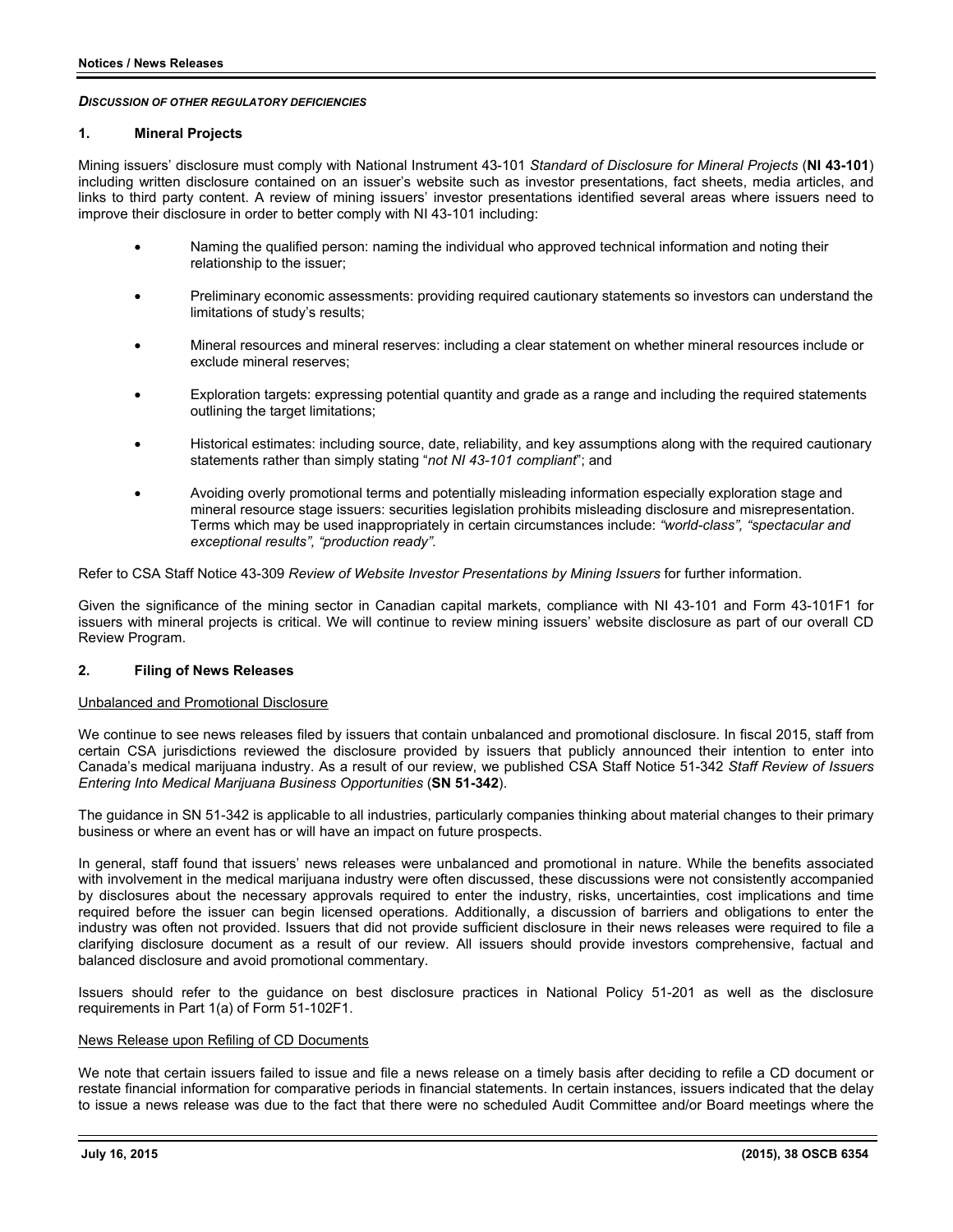*DISCUSSION OF OTHER REGULATORY DEFICIENCIES*

### 1. Mineral Projects

Mining issuers' disclosure must comply with National Instrument 43-101 *Standard of Disclosure for Mineral Projects* (**NI 43-101**) including written disclosure contained on an issuer's website such as investor presentations, fact sheets, media articles, and links to third party content. A review of mining issuers' investor presentations identified several areas where issuers need to improve their disclosure in order to better comply with NI 43-101 including:

- Naming the qualified person: naming the individual who approved technical information and noting their relationship to the issuer;
- Preliminary economic assessments: providing required cautionary statements so investors can understand the limitations of study's results;
- Mineral resources and mineral reserves: including a clear statement on whether mineral resources include or exclude mineral reserves;
- Exploration targets: expressing potential quantity and grade as a range and including the required statements outlining the target limitations;
- Historical estimates: including source, date, reliability, and key assumptions along with the required cautionary statements rather than simply stating "*not NI 43-101 compliant*"; and
- Avoiding overly promotional terms and potentially misleading information especially exploration stage and mineral resource stage issuers: securities legislation prohibits misleading disclosure and misrepresentation. Terms which may be used inappropriately in certain circumstances include: *"world-class", "spectacular and exceptional results", "production ready".*

Refer to CSA Staff Notice 43-309 *Review of Website Investor Presentations by Mining Issuers* for further information.

Given the significance of the mining sector in Canadian capital markets, compliance with NI 43-101 and Form 43-101F1 for issuers with mineral projects is critical. We will continue to review mining issuers' website disclosure as part of our overall CD Review Program.

### 2. Filing of News Releases

Unbalanced and Promotional Disclosure

We continue to see news releases filed by issuers that contain unbalanced and promotional disclosure. In fiscal 2015, staff from certain CSA jurisdictions reviewed the disclosure provided by issuers that publicly announced their intention to enter into Canada's medical marijuana industry. As a result of our review, we published CSA Staff Notice 51-342 *Staff Review of Issuers Entering Into Medical Marijuana Business Opportunities* (**SN 51-342**).

The guidance in SN 51-342 is applicable to all industries, particularly companies thinking about material changes to their primary business or where an event has or will have an impact on future prospects.

In general, staff found that issuers' news releases were unbalanced and promotional in nature. While the benefits associated with involvement in the medical marijuana industry were often discussed, these discussions were not consistently accompanied by disclosures about the necessary approvals required to enter the industry, risks, uncertainties, cost implications and time required before the issuer can begin licensed operations. Additionally, a discussion of barriers and obligations to enter the industry was often not provided. Issuers that did not provide sufficient disclosure in their news releases were required to file a clarifying disclosure document as a result of our review. All issuers should provide investors comprehensive, factual and balanced disclosure and avoid promotional commentary.

Issuers should refer to the guidance on best disclosure practices in National Policy 51-201 as well as the disclosure requirements in Part 1(a) of Form 51-102F1.

News Release upon Refiling of CD Documents

We note that certain issuers failed to issue and file a news release on a timely basis after deciding to refile a CD document or restate financial information for comparative periods in financial statements. In certain instances, issuers indicated that the delay to issue a news release was due to the fact that there were no scheduled Audit Committee and/or Board meetings where the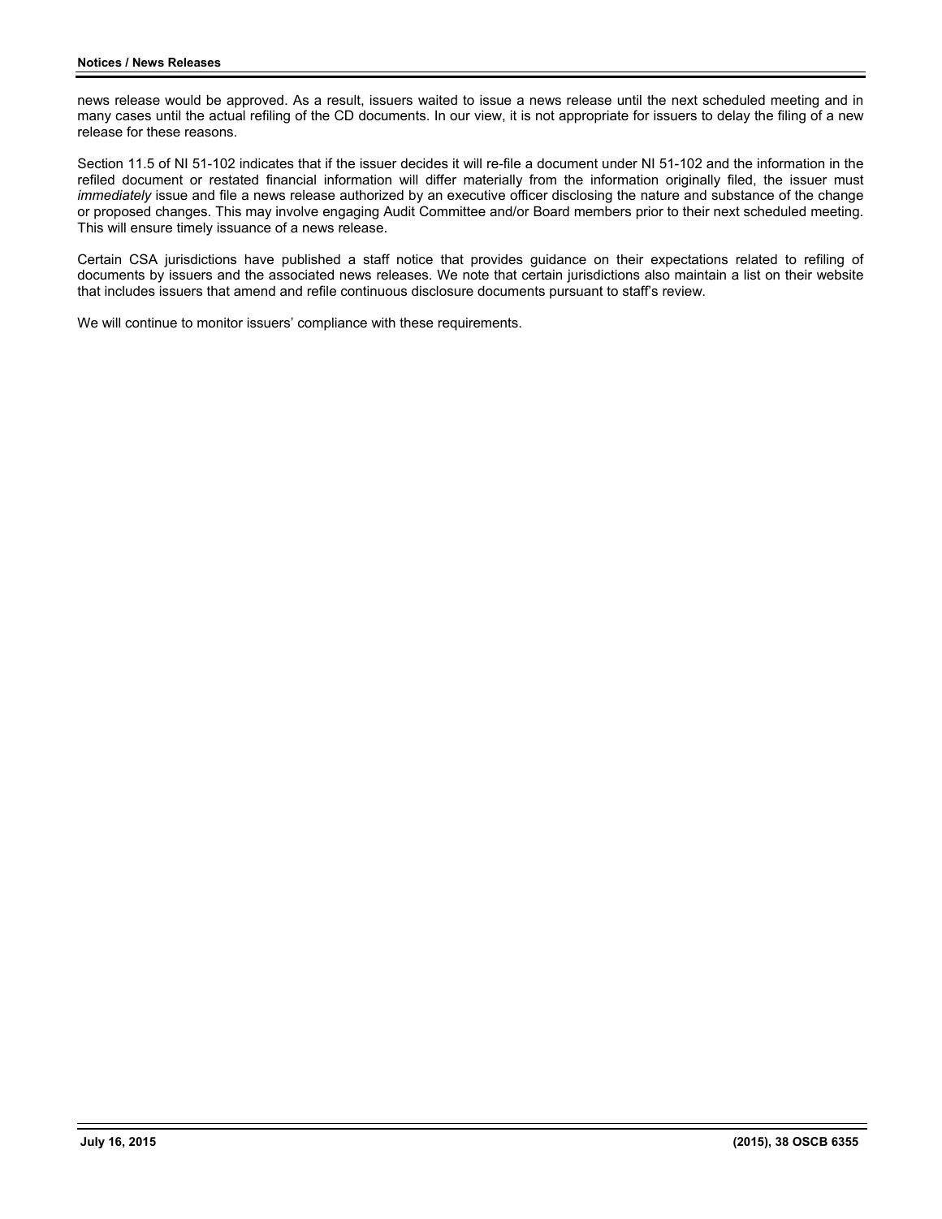news release would be approved. As a result, issuers waited to issue a news release until the next scheduled meeting and in many cases until the actual refiling of the CD documents. In our view, it is not appropriate for issuers to delay the filing of a new release for these reasons.

Section 11.5 of NI 51-102 indicates that if the issuer decides it will re-file a document under NI 51-102 and the information in the refiled document or restated financial information will differ materially from the information originally filed, the issuer must *immediately* issue and file a news release authorized by an executive officer disclosing the nature and substance of the change or proposed changes. This may involve engaging Audit Committee and/or Board members prior to their next scheduled meeting. This will ensure timely issuance of a news release.

Certain CSA jurisdictions have published a staff notice that provides guidance on their expectations related to refiling of documents by issuers and the associated news releases. We note that certain jurisdictions also maintain a list on their website that includes issuers that amend and refile continuous disclosure documents pursuant to staff's review.

We will continue to monitor issuers' compliance with these requirements.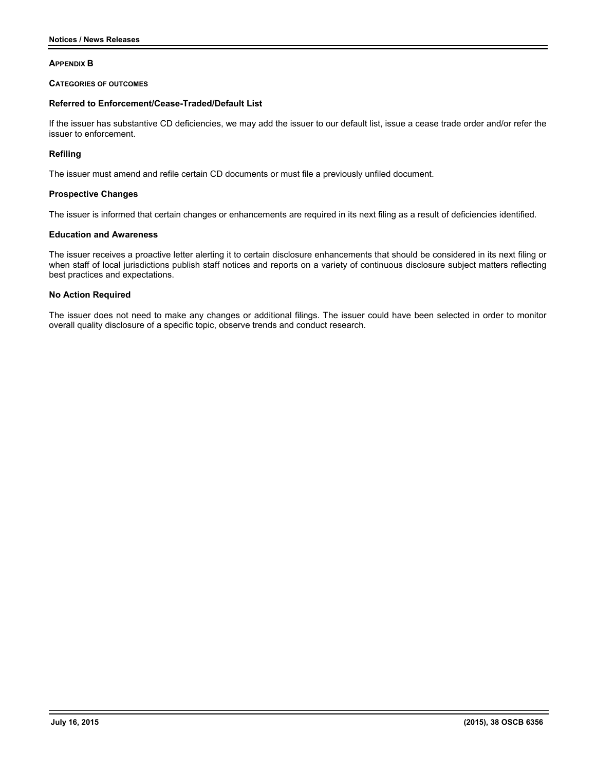## APPENDIX B

### CATEGORIES OF OUTCOMES

**Referred to Enforcement/Cease-Traded/Default List**

If the issuer has substantive CD deficiencies, we may add the issuer to our default list, issue a cease trade order and/or refer the issuer to enforcement.

**Refiling**

The issuer must amend and refile certain CD documents or must file a previously unfiled document.

**Prospective Changes**

The issuer is informed that certain changes or enhancements are required in its next filing as a result of deficiencies identified.

**Education and Awareness**

The issuer receives a proactive letter alerting it to certain disclosure enhancements that should be considered in its next filing or when staff of local jurisdictions publish staff notices and reports on a variety of continuous disclosure subject matters reflecting best practices and expectations.

**No Action Required**

The issuer does not need to make any changes or additional filings. The issuer could have been selected in order to monitor overall quality disclosure of a specific topic, observe trends and conduct research.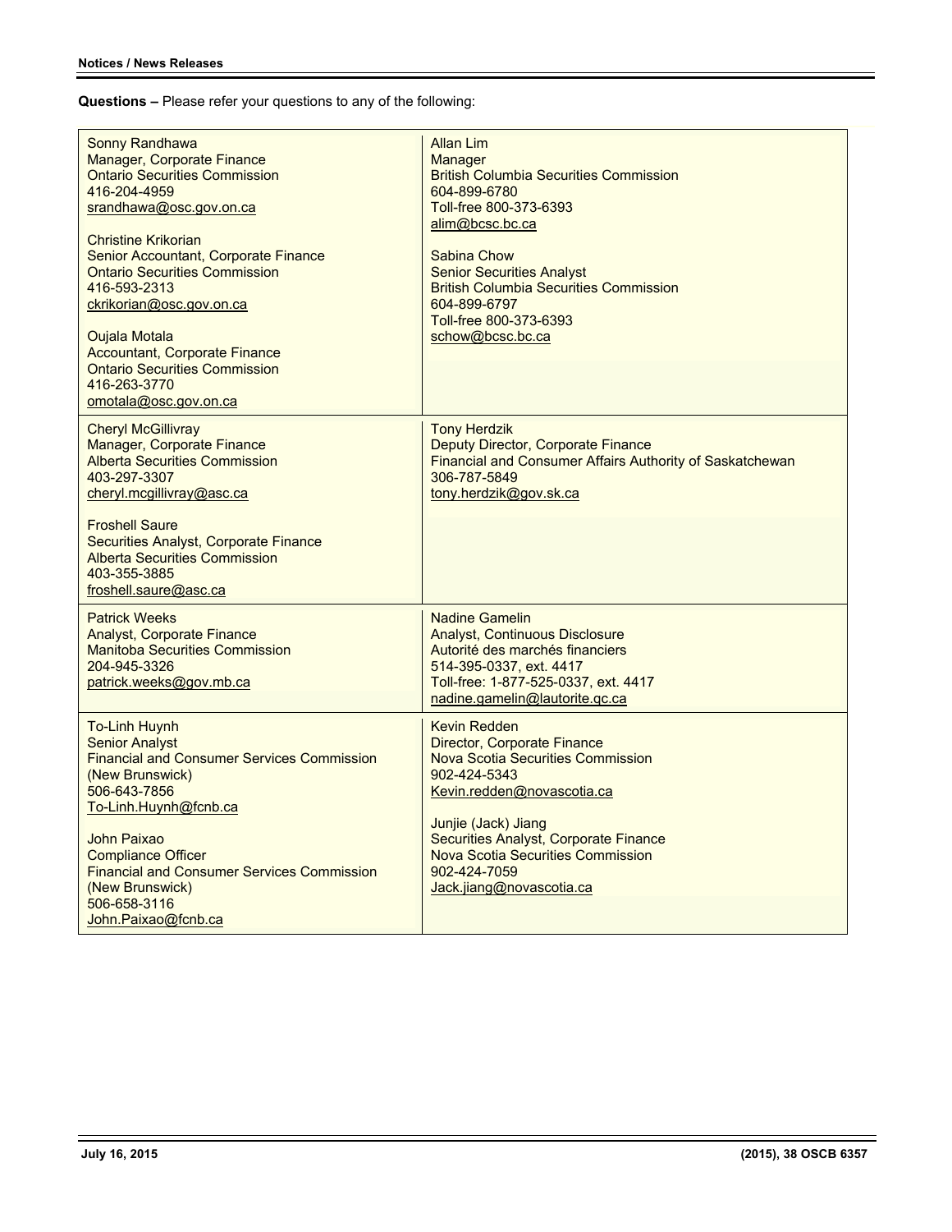**Questions –** Please refer your questions to any of the following:

| | |
|---|---|
| Sonny Randhawa<br>Manager, Corporate Finance<br>Ontario Securities Commission<br>416-204-4959<br>srandhawa@osc.gov.on.ca<br><br>Christine Krikorian<br>Senior Accountant, Corporate Finance<br>Ontario Securities Commission<br>416-593-2313<br>ckrikorian@osc.gov.on.ca<br><br>Oujala Motala<br>Accountant, Corporate Finance<br>Ontario Securities Commission<br>416-263-3770<br>omotala@osc.gov.on.ca | Allan Lim<br>Manager<br>British Columbia Securities Commission<br>604-899-6780<br>Toll-free 800-373-6393<br>alim@bcsc.bc.ca<br><br>Sabina Chow<br>Senior Securities Analyst<br>British Columbia Securities Commission<br>604-899-6797<br>Toll-free 800-373-6393<br>schow@bcsc.bc.ca |
| Cheryl McGillivray<br>Manager, Corporate Finance<br>Alberta Securities Commission<br>403-297-3307<br>cheryl.mcgillivray@asc.ca<br><br>Froshell Saure<br>Securities Analyst, Corporate Finance<br>Alberta Securities Commission<br>403-355-3885<br>froshell.saure@asc.ca | Tony Herdzik<br>Deputy Director, Corporate Finance<br>Financial and Consumer Affairs Authority of Saskatchewan<br>306-787-5849<br>tony.herdzik@gov.sk.ca |
| Patrick Weeks<br>Analyst, Corporate Finance<br>Manitoba Securities Commission<br>204-945-3326<br>patrick.weeks@gov.mb.ca | Nadine Gamelin<br>Analyst, Continuous Disclosure<br>Autorité des marchés financiers<br>514-395-0337, ext. 4417<br>Toll-free: 1-877-525-0337, ext. 4417<br>nadine.gamelin@lautorite.qc.ca |
| To-Linh Huynh<br>Senior Analyst<br>Financial and Consumer Services Commission (New Brunswick)<br>506-643-7856<br>To-Linh.Huynh@fcnb.ca<br><br>John Paixao<br>Compliance Officer<br>Financial and Consumer Services Commission (New Brunswick)<br>506-658-3116<br>John.Paixao@fcnb.ca | Kevin Redden<br>Director, Corporate Finance<br>Nova Scotia Securities Commission<br>902-424-5343<br>Kevin.redden@novascotia.ca<br><br>Junjie (Jack) Jiang<br>Securities Analyst, Corporate Finance<br>Nova Scotia Securities Commission<br>902-424-7059<br>Jack.jiang@novascotia.ca |